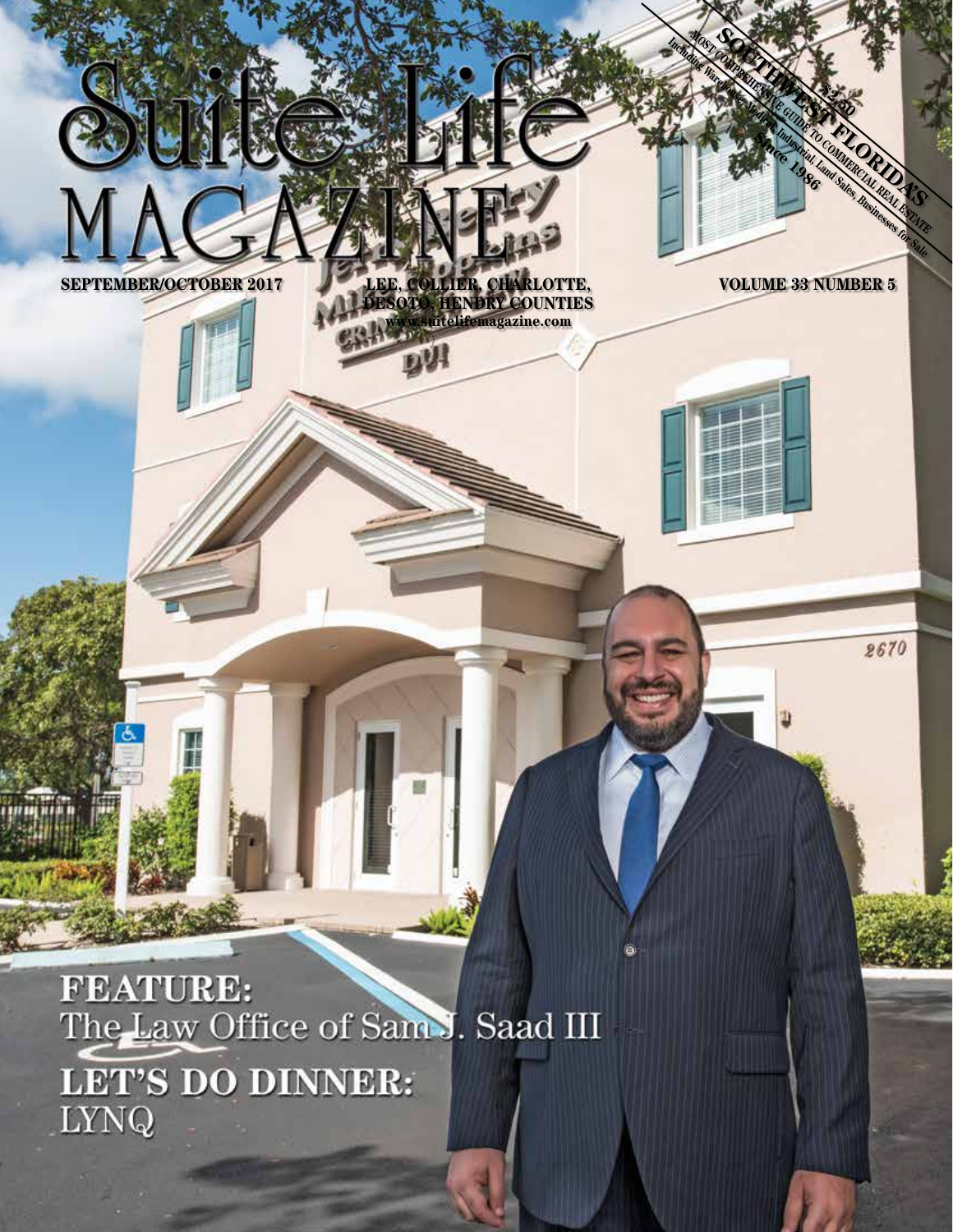# Suite Life MAGAZINE

SOUTHWEST FLORIDA'S MOST COMPREHENSIVE GUIDE TO COMMERCIAL REAL ESTATE
Including Warehouse, Medical, Industrial, Land Sales, Businesses for Sale
$2.50
Since 1986

SEPTEMBER/OCTOBER 2017

LEE, COLLIER, CHARLOTTE, DESOTO, HENDRY COUNTIES
www.suitelifemagazine.com

VOLUME 33 NUMBER 5

**FEATURE:**
The Law Office of Sam J. Saad III

**LET'S DO DINNER:**
LYNQ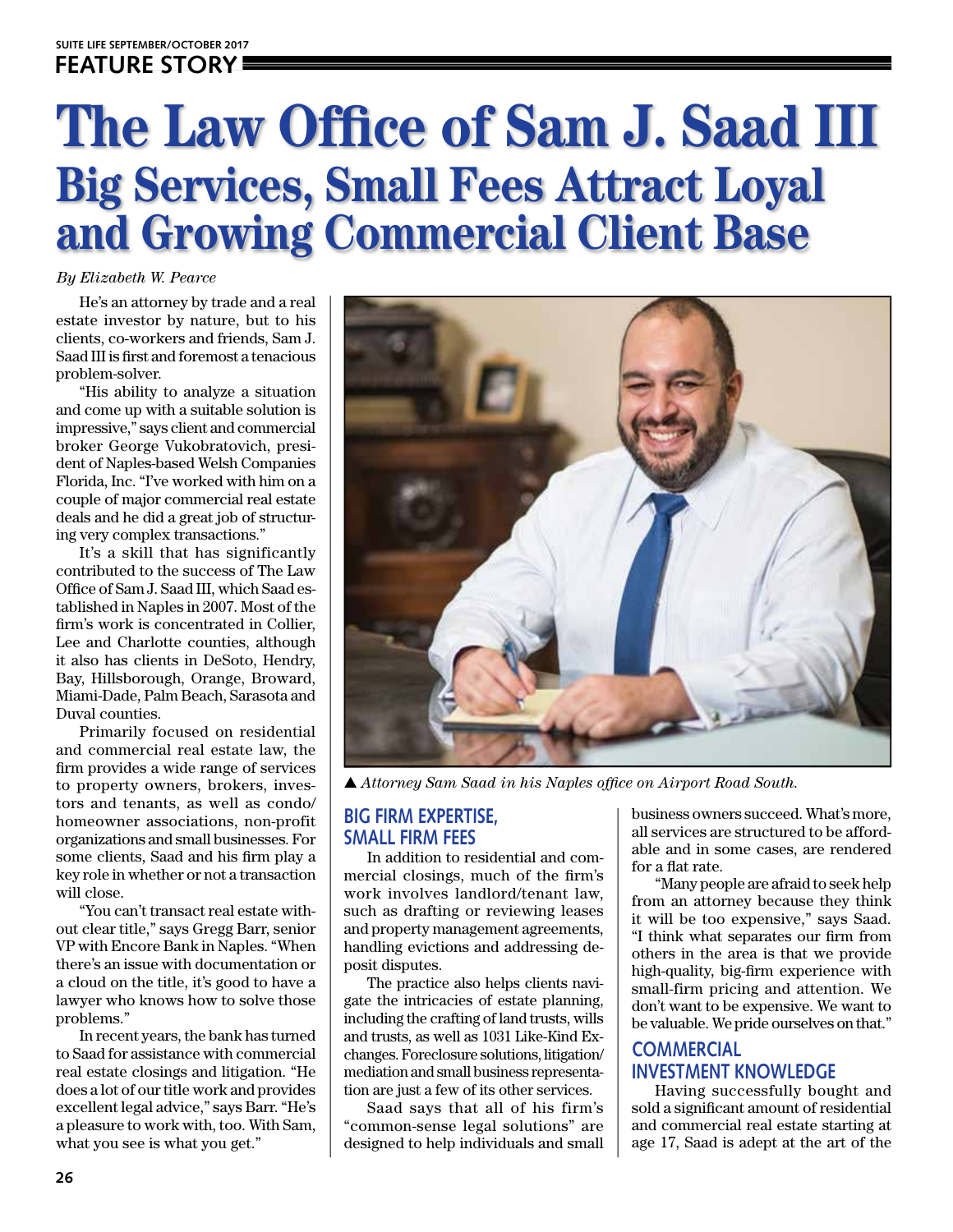# The Law Office of Sam J. Saad III

## Big Services, Small Fees Attract Loyal and Growing Commercial Client Base

*By Elizabeth W. Pearce*

He's an attorney by trade and a real estate investor by nature, but to his clients, co-workers and friends, Sam J. Saad III is first and foremost a tenacious problem-solver.

"His ability to analyze a situation and come up with a suitable solution is impressive," says client and commercial broker George Vukobratovich, president of Naples-based Welsh Companies Florida, Inc. "I've worked with him on a couple of major commercial real estate deals and he did a great job of structuring very complex transactions."

It's a skill that has significantly contributed to the success of The Law Office of Sam J. Saad III, which Saad established in Naples in 2007. Most of the firm's work is concentrated in Collier, Lee and Charlotte counties, although it also has clients in DeSoto, Hendry, Bay, Hillsborough, Orange, Broward, Miami-Dade, Palm Beach, Sarasota and Duval counties.

Primarily focused on residential and commercial real estate law, the firm provides a wide range of services to property owners, brokers, investors and tenants, as well as condo/homeowner associations, non-profit organizations and small businesses. For some clients, Saad and his firm play a key role in whether or not a transaction will close.

"You can't transact real estate without clear title," says Gregg Barr, senior VP with Encore Bank in Naples. "When there's an issue with documentation or a cloud on the title, it's good to have a lawyer who knows how to solve those problems."

In recent years, the bank has turned to Saad for assistance with commercial real estate closings and litigation. "He does a lot of our title work and provides excellent legal advice," says Barr. "He's a pleasure to work with, too. With Sam, what you see is what you get."

▲ *Attorney Sam Saad in his Naples office on Airport Road South.*

### BIG FIRM EXPERTISE, SMALL FIRM FEES

In addition to residential and commercial closings, much of the firm's work involves landlord/tenant law, such as drafting or reviewing leases and property management agreements, handling evictions and addressing deposit disputes.

The practice also helps clients navigate the intricacies of estate planning, including the crafting of land trusts, wills and trusts, as well as 1031 Like-Kind Exchanges. Foreclosure solutions, litigation/mediation and small business representation are just a few of its other services.

Saad says that all of his firm's "common-sense legal solutions" are designed to help individuals and small business owners succeed. What's more, all services are structured to be affordable and in some cases, are rendered for a flat rate.

"Many people are afraid to seek help from an attorney because they think it will be too expensive," says Saad. "I think what separates our firm from others in the area is that we provide high-quality, big-firm experience with small-firm pricing and attention. We don't want to be expensive. We want to be valuable. We pride ourselves on that."

### COMMERCIAL INVESTMENT KNOWLEDGE

Having successfully bought and sold a significant amount of residential and commercial real estate starting at age 17, Saad is adept at the art of the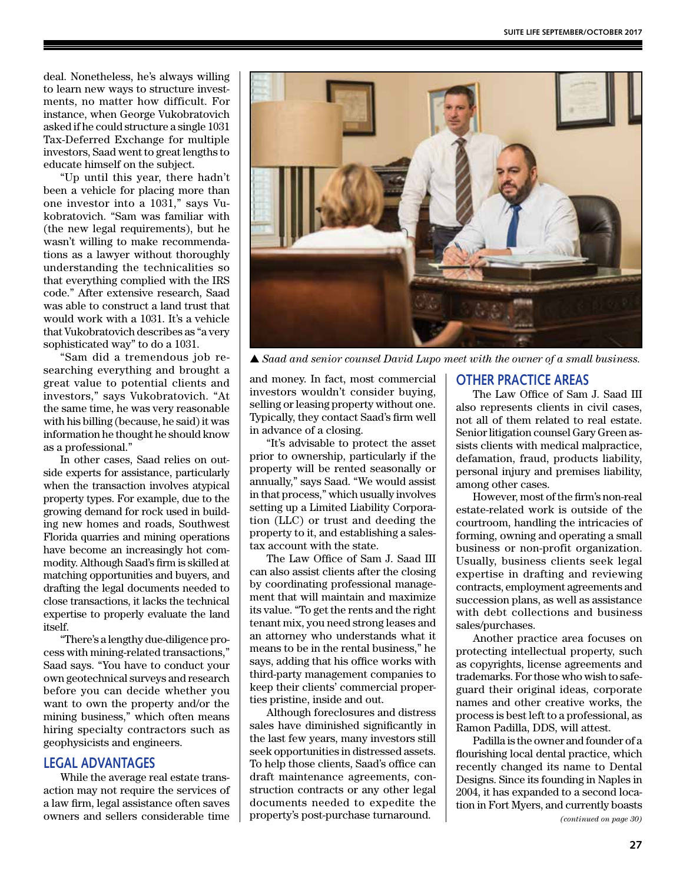deal. Nonetheless, he's always willing to learn new ways to structure investments, no matter how difficult. For instance, when George Vukobratovich asked if he could structure a single 1031 Tax-Deferred Exchange for multiple investors, Saad went to great lengths to educate himself on the subject.

"Up until this year, there hadn't been a vehicle for placing more than one investor into a 1031," says Vukobratovich. "Sam was familiar with (the new legal requirements), but he wasn't willing to make recommendations as a lawyer without thoroughly understanding the technicalities so that everything complied with the IRS code." After extensive research, Saad was able to construct a land trust that would work with a 1031. It's a vehicle that Vukobratovich describes as "a very sophisticated way" to do a 1031.

"Sam did a tremendous job researching everything and brought a great value to potential clients and investors," says Vukobratovich. "At the same time, he was very reasonable with his billing (because, he said) it was information he thought he should know as a professional."

In other cases, Saad relies on outside experts for assistance, particularly when the transaction involves atypical property types. For example, due to the growing demand for rock used in building new homes and roads, Southwest Florida quarries and mining operations have become an increasingly hot commodity. Although Saad's firm is skilled at matching opportunities and buyers, and drafting the legal documents needed to close transactions, it lacks the technical expertise to properly evaluate the land itself.

"There's a lengthy due-diligence process with mining-related transactions," Saad says. "You have to conduct your own geotechnical surveys and research before you can decide whether you want to own the property and/or the mining business," which often means hiring specialty contractors such as geophysicists and engineers.

## LEGAL ADVANTAGES

While the average real estate transaction may not require the services of a law firm, legal assistance often saves owners and sellers considerable time and money. In fact, most commercial investors wouldn't consider buying, selling or leasing property without one. Typically, they contact Saad's firm well in advance of a closing.

"It's advisable to protect the asset prior to ownership, particularly if the property will be rented seasonally or annually," says Saad. "We would assist in that process," which usually involves setting up a Limited Liability Corporation (LLC) or trust and deeding the property to it, and establishing a sales-tax account with the state.

The Law Office of Sam J. Saad III can also assist clients after the closing by coordinating professional management that will maintain and maximize its value. "To get the rents and the right tenant mix, you need strong leases and an attorney who understands what it means to be in the rental business," he says, adding that his office works with third-party management companies to keep their clients' commercial properties pristine, inside and out.

Although foreclosures and distress sales have diminished significantly in the last few years, many investors still seek opportunities in distressed assets. To help those clients, Saad's office can draft maintenance agreements, construction contracts or any other legal documents needed to expedite the property's post-purchase turnaround.

▲ *Saad and senior counsel David Lupo meet with the owner of a small business.*

## OTHER PRACTICE AREAS

The Law Office of Sam J. Saad III also represents clients in civil cases, not all of them related to real estate. Senior litigation counsel Gary Green assists clients with medical malpractice, defamation, fraud, products liability, personal injury and premises liability, among other cases.

However, most of the firm's non-real estate-related work is outside of the courtroom, handling the intricacies of forming, owning and operating a small business or non-profit organization. Usually, business clients seek legal expertise in drafting and reviewing contracts, employment agreements and succession plans, as well as assistance with debt collections and business sales/purchases.

Another practice area focuses on protecting intellectual property, such as copyrights, license agreements and trademarks. For those who wish to safeguard their original ideas, corporate names and other creative works, the process is best left to a professional, as Ramon Padilla, DDS, will attest.

Padilla is the owner and founder of a flourishing local dental practice, which recently changed its name to Dental Designs. Since its founding in Naples in 2004, it has expanded to a second location in Fort Myers, and currently boasts

*(continued on page 30)*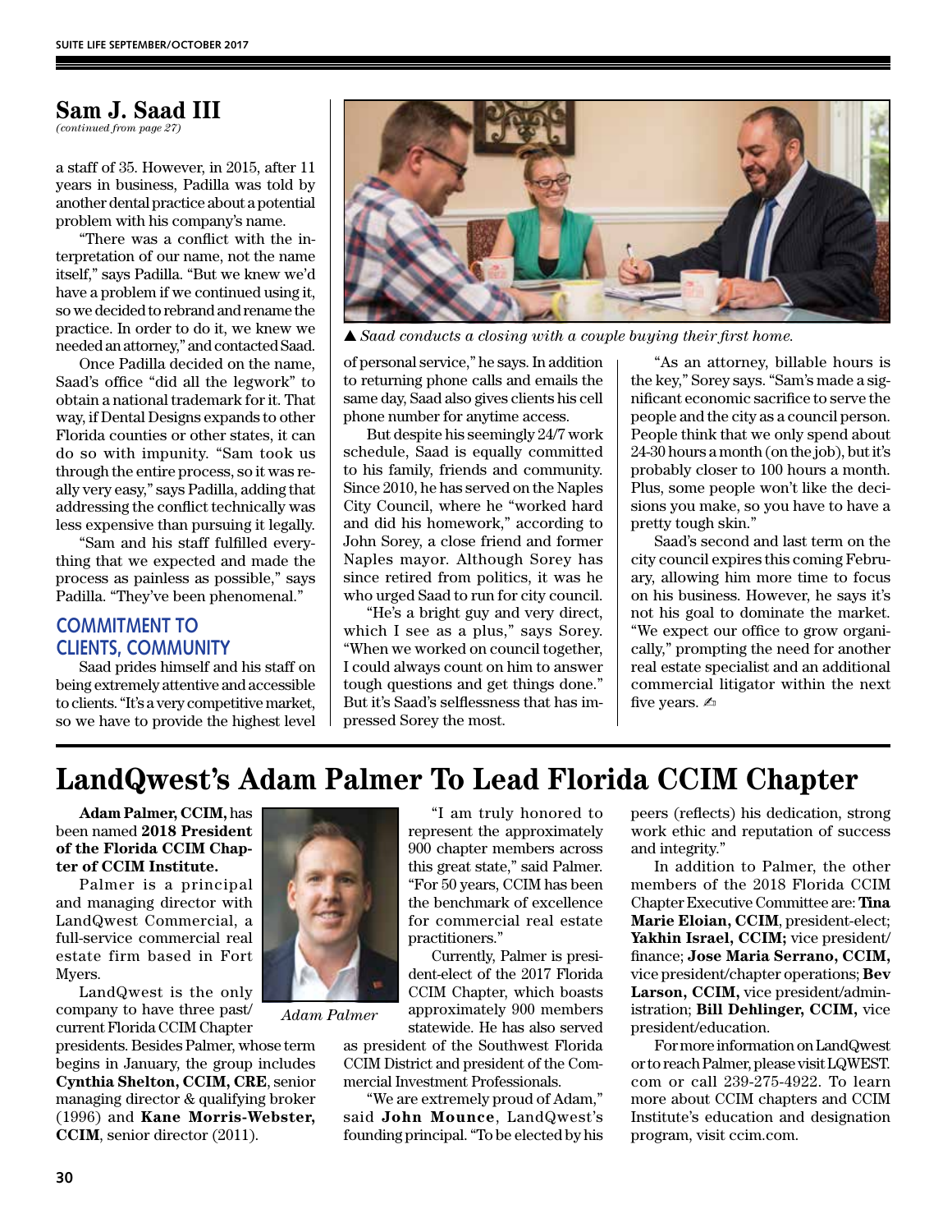## Sam J. Saad III

*(continued from page 27)*

a staff of 35. However, in 2015, after 11 years in business, Padilla was told by another dental practice about a potential problem with his company's name.

"There was a conflict with the interpretation of our name, not the name itself," says Padilla. "But we knew we'd have a problem if we continued using it, so we decided to rebrand and rename the practice. In order to do it, we knew we needed an attorney," and contacted Saad.

Once Padilla decided on the name, Saad's office "did all the legwork" to obtain a national trademark for it. That way, if Dental Designs expands to other Florida counties or other states, it can do so with impunity. "Sam took us through the entire process, so it was really very easy," says Padilla, adding that addressing the conflict technically was less expensive than pursuing it legally.

"Sam and his staff fulfilled everything that we expected and made the process as painless as possible," says Padilla. "They've been phenomenal."

### COMMITMENT TO CLIENTS, COMMUNITY

Saad prides himself and his staff on being extremely attentive and accessible to clients. "It's a very competitive market, so we have to provide the highest level of personal service," he says. In addition to returning phone calls and emails the same day, Saad also gives clients his cell phone number for anytime access.

▲ *Saad conducts a closing with a couple buying their first home.*

But despite his seemingly 24/7 work schedule, Saad is equally committed to his family, friends and community. Since 2010, he has served on the Naples City Council, where he "worked hard and did his homework," according to John Sorey, a close friend and former Naples mayor. Although Sorey has since retired from politics, it was he who urged Saad to run for city council.

"He's a bright guy and very direct, which I see as a plus," says Sorey. "When we worked on council together, I could always count on him to answer tough questions and get things done." But it's Saad's selflessness that has impressed Sorey the most.

"As an attorney, billable hours is the key," Sorey says. "Sam's made a significant economic sacrifice to serve the people and the city as a council person. People think that we only spend about 24-30 hours a month (on the job), but it's probably closer to 100 hours a month. Plus, some people won't like the decisions you make, so you have to have a pretty tough skin."

Saad's second and last term on the city council expires this coming February, allowing him more time to focus on his business. However, he says it's not his goal to dominate the market. "We expect our office to grow organically," prompting the need for another real estate specialist and an additional commercial litigator within the next five years. ✍

# LandQwest's Adam Palmer To Lead Florida CCIM Chapter

**Adam Palmer, CCIM,** has been named **2018 President of the Florida CCIM Chapter of CCIM Institute.**

Palmer is a principal and managing director with LandQwest Commercial, a full-service commercial real estate firm based in Fort Myers.

*Adam Palmer*

LandQwest is the only company to have three past/current Florida CCIM Chapter presidents. Besides Palmer, whose term begins in January, the group includes **Cynthia Shelton, CCIM, CRE**, senior managing director & qualifying broker (1996) and **Kane Morris-Webster, CCIM**, senior director (2011).

"I am truly honored to represent the approximately 900 chapter members across this great state," said Palmer. "For 50 years, CCIM has been the benchmark of excellence for commercial real estate practitioners."

Currently, Palmer is president-elect of the 2017 Florida CCIM Chapter, which boasts approximately 900 members statewide. He has also served as president of the Southwest Florida CCIM District and president of the Commercial Investment Professionals.

"We are extremely proud of Adam," said **John Mounce**, LandQwest's founding principal. "To be elected by his peers (reflects) his dedication, strong work ethic and reputation of success and integrity."

In addition to Palmer, the other members of the 2018 Florida CCIM Chapter Executive Committee are: **Tina Marie Eloian, CCIM**, president-elect; **Yakhin Israel, CCIM;** vice president/finance; **Jose Maria Serrano, CCIM,** vice president/chapter operations; **Bev Larson, CCIM,** vice president/administration; **Bill Dehlinger, CCIM,** vice president/education.

For more information on LandQwest or to reach Palmer, please visit LQWEST.com or call 239-275-4922. To learn more about CCIM chapters and CCIM Institute's education and designation program, visit ccim.com.